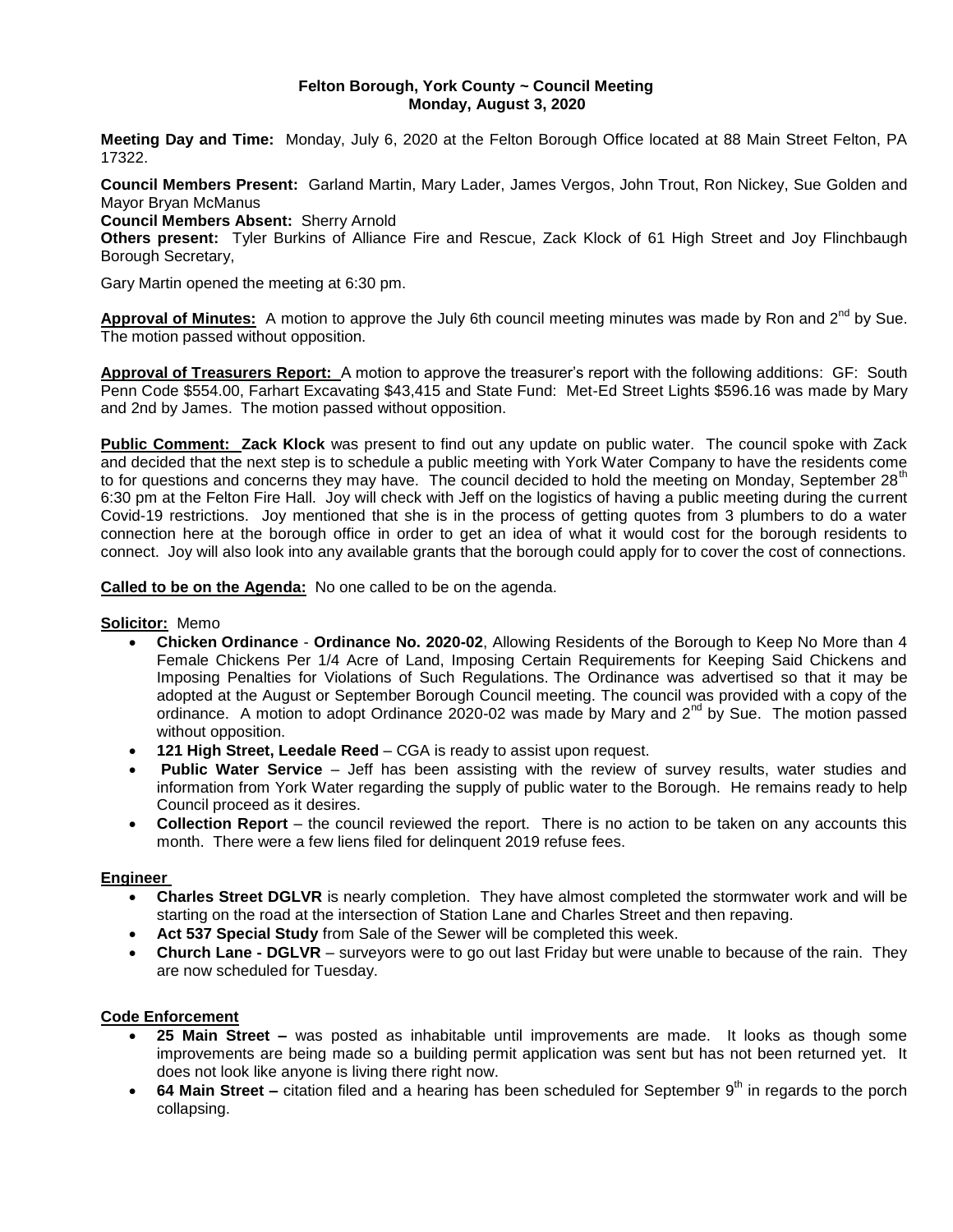**Felton Borough, York County ~ Council Meeting**
**Monday, August 3, 2020**

**Meeting Day and Time:** Monday, July 6, 2020 at the Felton Borough Office located at 88 Main Street Felton, PA 17322.

**Council Members Present:** Garland Martin, Mary Lader, James Vergos, John Trout, Ron Nickey, Sue Golden and Mayor Bryan McManus
**Council Members Absent:** Sherry Arnold
**Others present:** Tyler Burkins of Alliance Fire and Rescue, Zack Klock of 61 High Street and Joy Flinchbaugh Borough Secretary,

Gary Martin opened the meeting at 6:30 pm.

**Approval of Minutes:** A motion to approve the July 6th council meeting minutes was made by Ron and 2nd by Sue. The motion passed without opposition.

**Approval of Treasurers Report:** A motion to approve the treasurer's report with the following additions: GF: South Penn Code $554.00, Farhart Excavating $43,415 and State Fund: Met-Ed Street Lights $596.16 was made by Mary and 2nd by James. The motion passed without opposition.

**Public Comment: Zack Klock** was present to find out any update on public water. The council spoke with Zack and decided that the next step is to schedule a public meeting with York Water Company to have the residents come to for questions and concerns they may have. The council decided to hold the meeting on Monday, September 28th 6:30 pm at the Felton Fire Hall. Joy will check with Jeff on the logistics of having a public meeting during the current Covid-19 restrictions. Joy mentioned that she is in the process of getting quotes from 3 plumbers to do a water connection here at the borough office in order to get an idea of what it would cost for the borough residents to connect. Joy will also look into any available grants that the borough could apply for to cover the cost of connections.

**Called to be on the Agenda:** No one called to be on the agenda.

**Solicitor:** Memo

- **Chicken Ordinance** - **Ordinance No. 2020-02**, Allowing Residents of the Borough to Keep No More than 4 Female Chickens Per 1/4 Acre of Land, Imposing Certain Requirements for Keeping Said Chickens and Imposing Penalties for Violations of Such Regulations. The Ordinance was advertised so that it may be adopted at the August or September Borough Council meeting. The council was provided with a copy of the ordinance. A motion to adopt Ordinance 2020-02 was made by Mary and 2nd by Sue. The motion passed without opposition.
- **121 High Street, Leedale Reed** – CGA is ready to assist upon request.
- **Public Water Service** – Jeff has been assisting with the review of survey results, water studies and information from York Water regarding the supply of public water to the Borough. He remains ready to help Council proceed as it desires.
- **Collection Report** – the council reviewed the report. There is no action to be taken on any accounts this month. There were a few liens filed for delinquent 2019 refuse fees.

**Engineer**

- **Charles Street DGLVR** is nearly completion. They have almost completed the stormwater work and will be starting on the road at the intersection of Station Lane and Charles Street and then repaving.
- **Act 537 Special Study** from Sale of the Sewer will be completed this week.
- **Church Lane - DGLVR** – surveyors were to go out last Friday but were unable to because of the rain. They are now scheduled for Tuesday.

**Code Enforcement**

- **25 Main Street –** was posted as inhabitable until improvements are made. It looks as though some improvements are being made so a building permit application was sent but has not been returned yet. It does not look like anyone is living there right now.
- **64 Main Street –** citation filed and a hearing has been scheduled for September 9th in regards to the porch collapsing.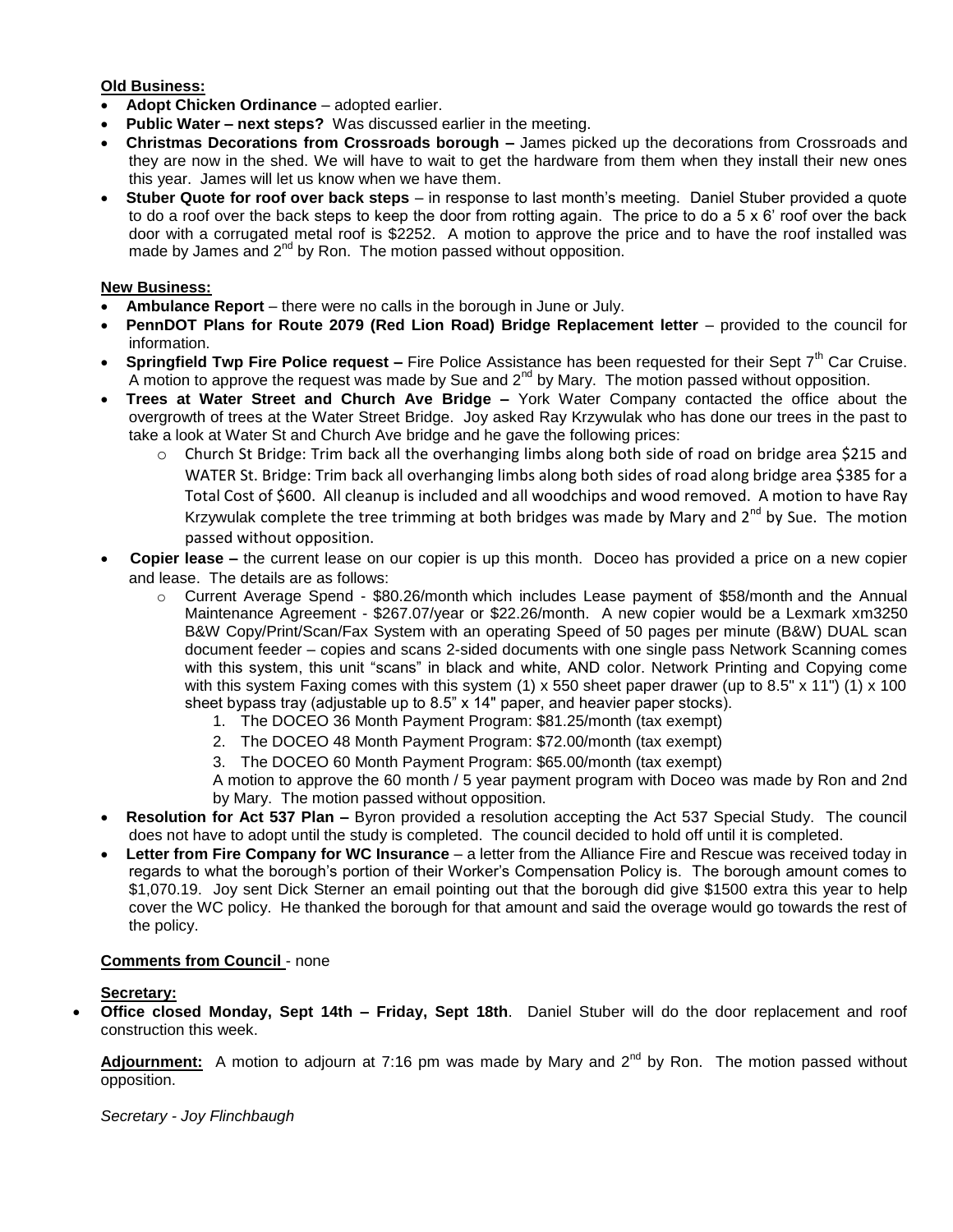**Old Business:**

- **Adopt Chicken Ordinance** – adopted earlier.
- **Public Water – next steps?** Was discussed earlier in the meeting.
- **Christmas Decorations from Crossroads borough –** James picked up the decorations from Crossroads and they are now in the shed. We will have to wait to get the hardware from them when they install their new ones this year. James will let us know when we have them.
- **Stuber Quote for roof over back steps** – in response to last month's meeting. Daniel Stuber provided a quote to do a roof over the back steps to keep the door from rotting again. The price to do a 5 x 6' roof over the back door with a corrugated metal roof is $2252. A motion to approve the price and to have the roof installed was made by James and 2nd by Ron. The motion passed without opposition.

**New Business:**

- **Ambulance Report** – there were no calls in the borough in June or July.
- **PennDOT Plans for Route 2079 (Red Lion Road) Bridge Replacement letter** – provided to the council for information.
- **Springfield Twp Fire Police request –** Fire Police Assistance has been requested for their Sept 7th Car Cruise. A motion to approve the request was made by Sue and 2nd by Mary. The motion passed without opposition.
- **Trees at Water Street and Church Ave Bridge –** York Water Company contacted the office about the overgrowth of trees at the Water Street Bridge. Joy asked Ray Krzywulak who has done our trees in the past to take a look at Water St and Church Ave bridge and he gave the following prices:
  - Church St Bridge: Trim back all the overhanging limbs along both side of road on bridge area $215 and WATER St. Bridge: Trim back all overhanging limbs along both sides of road along bridge area $385 for a Total Cost of $600. All cleanup is included and all woodchips and wood removed. A motion to have Ray Krzywulak complete the tree trimming at both bridges was made by Mary and 2nd by Sue. The motion passed without opposition.
- **Copier lease –** the current lease on our copier is up this month. Doceo has provided a price on a new copier and lease. The details are as follows:
  - Current Average Spend - $80.26/month which includes Lease payment of $58/month and the Annual Maintenance Agreement - $267.07/year or $22.26/month. A new copier would be a Lexmark xm3250 B&W Copy/Print/Scan/Fax System with an operating Speed of 50 pages per minute (B&W) DUAL scan document feeder – copies and scans 2-sided documents with one single pass Network Scanning comes with this system, this unit "scans" in black and white, AND color. Network Printing and Copying come with this system Faxing comes with this system (1) x 550 sheet paper drawer (up to 8.5" x 11") (1) x 100 sheet bypass tray (adjustable up to 8.5" x 14" paper, and heavier paper stocks).
    1. The DOCEO 36 Month Payment Program: $81.25/month (tax exempt)
    2. The DOCEO 48 Month Payment Program: $72.00/month (tax exempt)
    3. The DOCEO 60 Month Payment Program: $65.00/month (tax exempt)

    A motion to approve the 60 month / 5 year payment program with Doceo was made by Ron and 2nd by Mary. The motion passed without opposition.
- **Resolution for Act 537 Plan –** Byron provided a resolution accepting the Act 537 Special Study. The council does not have to adopt until the study is completed. The council decided to hold off until it is completed.
- **Letter from Fire Company for WC Insurance** – a letter from the Alliance Fire and Rescue was received today in regards to what the borough's portion of their Worker's Compensation Policy is. The borough amount comes to $1,070.19. Joy sent Dick Sterner an email pointing out that the borough did give $1500 extra this year to help cover the WC policy. He thanked the borough for that amount and said the overage would go towards the rest of the policy.

**Comments from Council** - none

**Secretary:**

- **Office closed Monday, Sept 14th – Friday, Sept 18th**. Daniel Stuber will do the door replacement and roof construction this week.

**Adjournment:** A motion to adjourn at 7:16 pm was made by Mary and 2nd by Ron. The motion passed without opposition.

*Secretary - Joy Flinchbaugh*